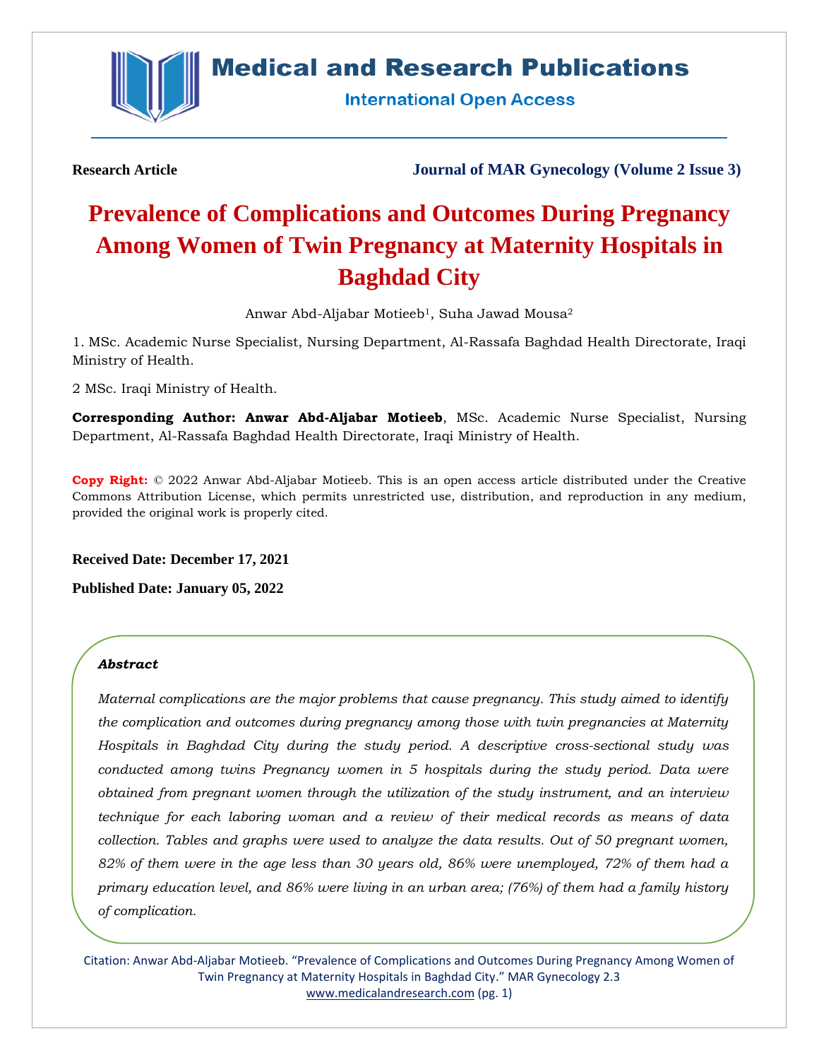**Research Article**

**Journal of MAR Gynecology (Volume 2 Issue 3)**

# Prevalence of Complications and Outcomes During Pregnancy Among Women of Twin Pregnancy at Maternity Hospitals in Baghdad City

Anwar Abd-Aljabar Motieeb[1], Suha Jawad Mousa[2]

1. MSc. Academic Nurse Specialist, Nursing Department, Al-Rassafa Baghdad Health Directorate, Iraqi Ministry of Health.

2 MSc. Iraqi Ministry of Health.

**Corresponding Author: Anwar Abd-Aljabar Motieeb**, MSc. Academic Nurse Specialist, Nursing Department, Al-Rassafa Baghdad Health Directorate, Iraqi Ministry of Health.

**Copy Right:** © 2022 Anwar Abd-Aljabar Motieeb. This is an open access article distributed under the Creative Commons Attribution License, which permits unrestricted use, distribution, and reproduction in any medium, provided the original work is properly cited.

**Received Date: December 17, 2021**

**Published Date: January 05, 2022**

***Abstract***

*Maternal complications are the major problems that cause pregnancy. This study aimed to identify the complication and outcomes during pregnancy among those with twin pregnancies at Maternity Hospitals in Baghdad City during the study period. A descriptive cross-sectional study was conducted among twins Pregnancy women in 5 hospitals during the study period. Data were obtained from pregnant women through the utilization of the study instrument, and an interview technique for each laboring woman and a review of their medical records as means of data collection. Tables and graphs were used to analyze the data results. Out of 50 pregnant women, 82% of them were in the age less than 30 years old, 86% were unemployed, 72% of them had a primary education level, and 86% were living in an urban area; (76%) of them had a family history of complication.*

Citation: Anwar Abd-Aljabar Motieeb. "Prevalence of Complications and Outcomes During Pregnancy Among Women of Twin Pregnancy at Maternity Hospitals in Baghdad City." MAR Gynecology 2.3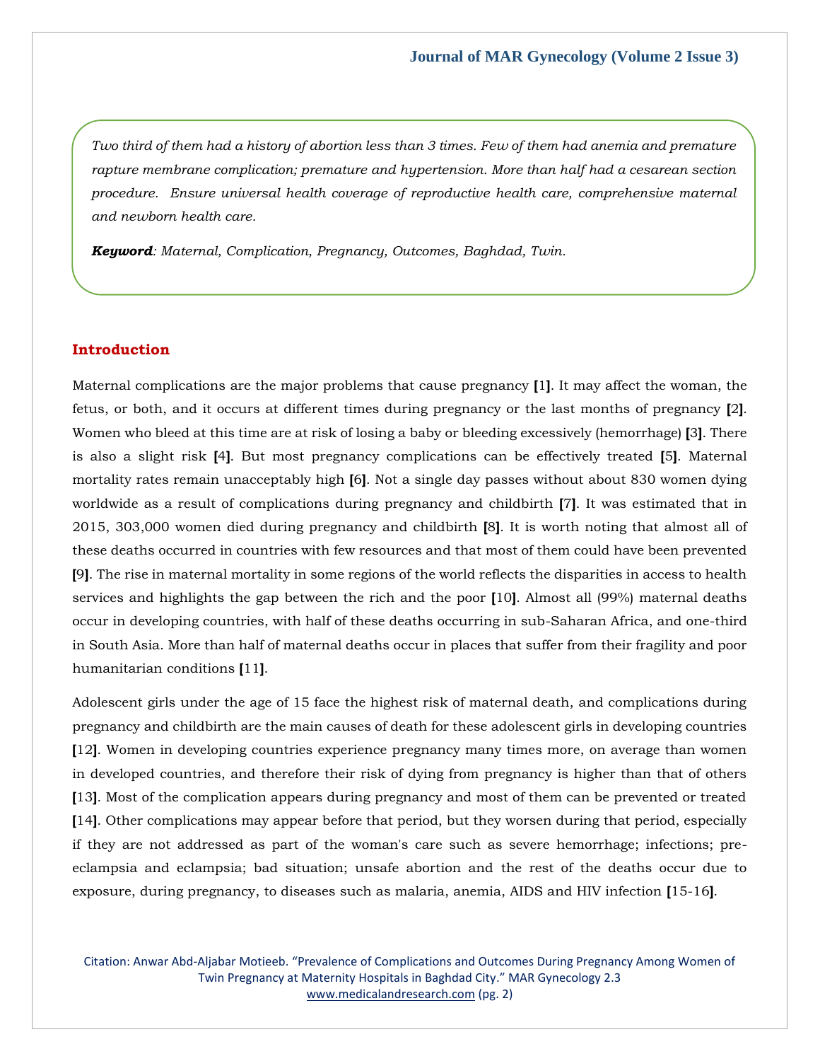*Two third of them had a history of abortion less than 3 times. Few of them had anemia and premature rapture membrane complication; premature and hypertension. More than half had a cesarean section procedure. Ensure universal health coverage of reproductive health care, comprehensive maternal and newborn health care.*

***Keyword**: Maternal, Complication, Pregnancy, Outcomes, Baghdad, Twin.*

## Introduction

Maternal complications are the major problems that cause pregnancy **[**1**]**. It may affect the woman, the fetus, or both, and it occurs at different times during pregnancy or the last months of pregnancy **[**2**]**. Women who bleed at this time are at risk of losing a baby or bleeding excessively (hemorrhage) **[**3**]**. There is also a slight risk **[**4**]**. But most pregnancy complications can be effectively treated **[**5**]**. Maternal mortality rates remain unacceptably high **[**6**]**. Not a single day passes without about 830 women dying worldwide as a result of complications during pregnancy and childbirth **[**7**]**. It was estimated that in 2015, 303,000 women died during pregnancy and childbirth **[**8**]**. It is worth noting that almost all of these deaths occurred in countries with few resources and that most of them could have been prevented **[**9**]**. The rise in maternal mortality in some regions of the world reflects the disparities in access to health services and highlights the gap between the rich and the poor **[**10**]**. Almost all (99%) maternal deaths occur in developing countries, with half of these deaths occurring in sub-Saharan Africa, and one-third in South Asia. More than half of maternal deaths occur in places that suffer from their fragility and poor humanitarian conditions **[**11**]**.

Adolescent girls under the age of 15 face the highest risk of maternal death, and complications during pregnancy and childbirth are the main causes of death for these adolescent girls in developing countries **[**12**]**. Women in developing countries experience pregnancy many times more, on average than women in developed countries, and therefore their risk of dying from pregnancy is higher than that of others **[**13**]**. Most of the complication appears during pregnancy and most of them can be prevented or treated **[**14**]**. Other complications may appear before that period, but they worsen during that period, especially if they are not addressed as part of the woman's care such as severe hemorrhage; infections; pre-eclampsia and eclampsia; bad situation; unsafe abortion and the rest of the deaths occur due to exposure, during pregnancy, to diseases such as malaria, anemia, AIDS and HIV infection **[**15-16**]**.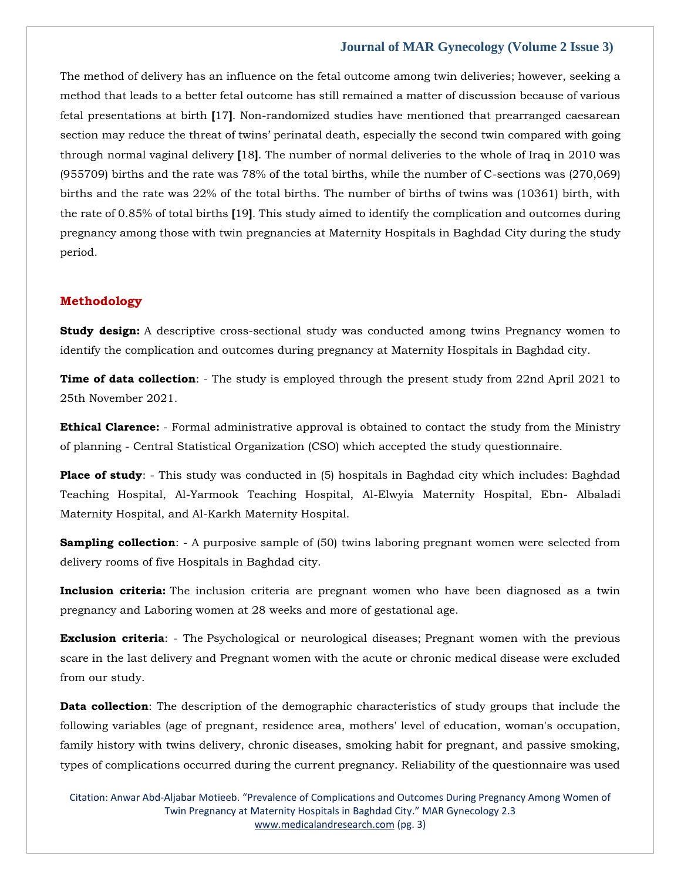The method of delivery has an influence on the fetal outcome among twin deliveries; however, seeking a method that leads to a better fetal outcome has still remained a matter of discussion because of various fetal presentations at birth [17]. Non-randomized studies have mentioned that prearranged caesarean section may reduce the threat of twins' perinatal death, especially the second twin compared with going through normal vaginal delivery [18]. The number of normal deliveries to the whole of Iraq in 2010 was (955709) births and the rate was 78% of the total births, while the number of C-sections was (270,069) births and the rate was 22% of the total births. The number of births of twins was (10361) birth, with the rate of 0.85% of total births [19]. This study aimed to identify the complication and outcomes during pregnancy among those with twin pregnancies at Maternity Hospitals in Baghdad City during the study period.

## Methodology

**Study design:** A descriptive cross-sectional study was conducted among twins Pregnancy women to identify the complication and outcomes during pregnancy at Maternity Hospitals in Baghdad city.

**Time of data collection**: - The study is employed through the present study from 22nd April 2021 to 25th November 2021.

**Ethical Clarence:** - Formal administrative approval is obtained to contact the study from the Ministry of planning - Central Statistical Organization (CSO) which accepted the study questionnaire.

**Place of study**: - This study was conducted in (5) hospitals in Baghdad city which includes: Baghdad Teaching Hospital, Al-Yarmook Teaching Hospital, Al-Elwyia Maternity Hospital, Ebn- Albaladi Maternity Hospital, and Al-Karkh Maternity Hospital.

**Sampling collection**: - A purposive sample of (50) twins laboring pregnant women were selected from delivery rooms of five Hospitals in Baghdad city.

**Inclusion criteria:** The inclusion criteria are pregnant women who have been diagnosed as a twin pregnancy and Laboring women at 28 weeks and more of gestational age.

**Exclusion criteria**: - The Psychological or neurological diseases; Pregnant women with the previous scare in the last delivery and Pregnant women with the acute or chronic medical disease were excluded from our study.

**Data collection**: The description of the demographic characteristics of study groups that include the following variables (age of pregnant, residence area, mothers' level of education, woman's occupation, family history with twins delivery, chronic diseases, smoking habit for pregnant, and passive smoking, types of complications occurred during the current pregnancy. Reliability of the questionnaire was used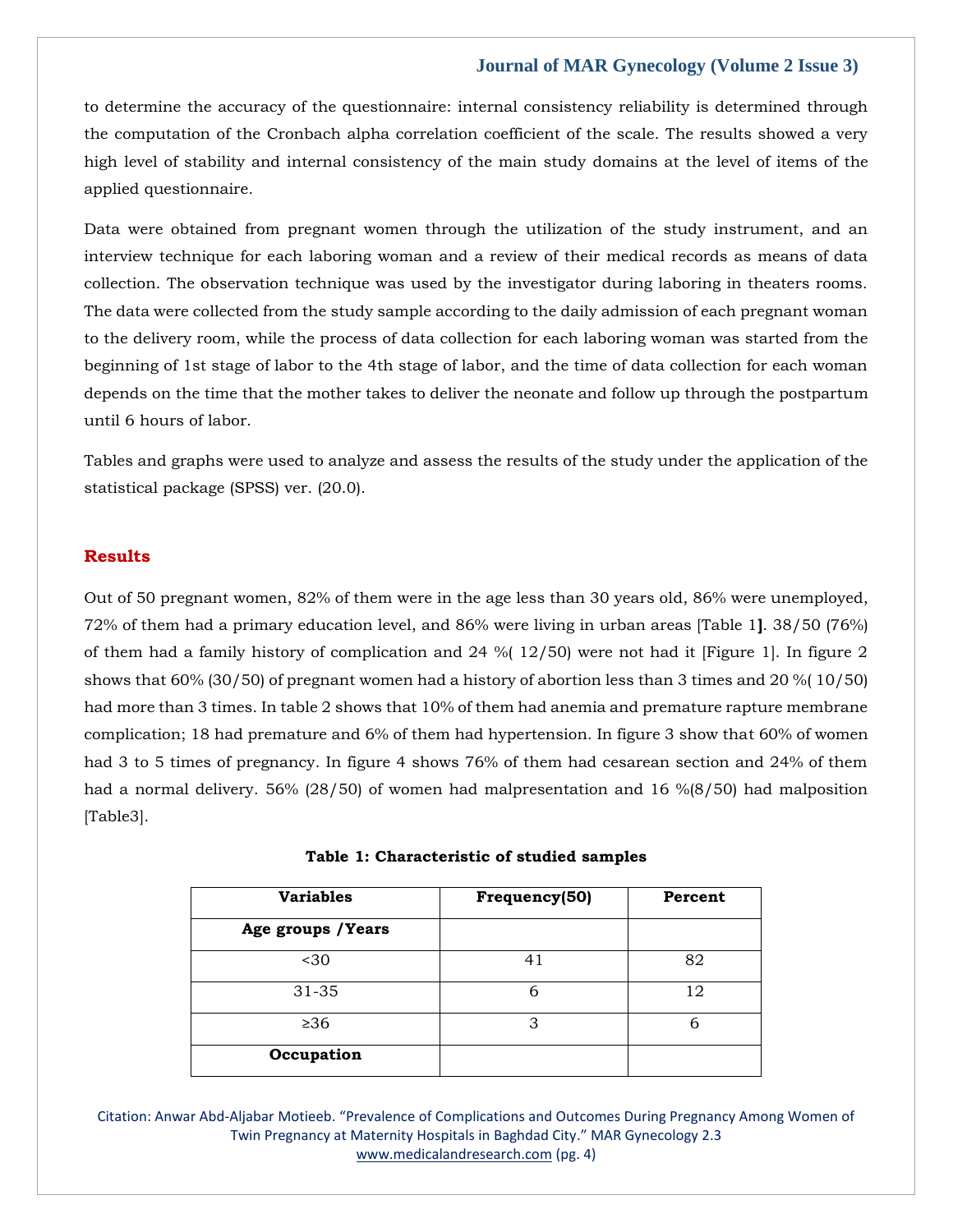to determine the accuracy of the questionnaire: internal consistency reliability is determined through the computation of the Cronbach alpha correlation coefficient of the scale. The results showed a very high level of stability and internal consistency of the main study domains at the level of items of the applied questionnaire.

Data were obtained from pregnant women through the utilization of the study instrument, and an interview technique for each laboring woman and a review of their medical records as means of data collection. The observation technique was used by the investigator during laboring in theaters rooms. The data were collected from the study sample according to the daily admission of each pregnant woman to the delivery room, while the process of data collection for each laboring woman was started from the beginning of 1st stage of labor to the 4th stage of labor, and the time of data collection for each woman depends on the time that the mother takes to deliver the neonate and follow up through the postpartum until 6 hours of labor.

Tables and graphs were used to analyze and assess the results of the study under the application of the statistical package (SPSS) ver. (20.0).

## Results

Out of 50 pregnant women, 82% of them were in the age less than 30 years old, 86% were unemployed, 72% of them had a primary education level, and 86% were living in urban areas [Table 1**]**. 38/50 (76%) of them had a family history of complication and 24 %( 12/50) were not had it [Figure 1]. In figure 2 shows that 60% (30/50) of pregnant women had a history of abortion less than 3 times and 20 %( 10/50) had more than 3 times. In table 2 shows that 10% of them had anemia and premature rapture membrane complication; 18 had premature and 6% of them had hypertension. In figure 3 show that 60% of women had 3 to 5 times of pregnancy. In figure 4 shows 76% of them had cesarean section and 24% of them had a normal delivery. 56% (28/50) of women had malpresentation and 16 %(8/50) had malposition [Table3].

**Table 1: Characteristic of studied samples**

| Variables | Frequency(50) | Percent |
|---|---|---|
| **Age groups /Years** | | |
| <30 | 41 | 82 |
| 31-35 | 6 | 12 |
| ≥36 | 3 | 6 |
| **Occupation** | | |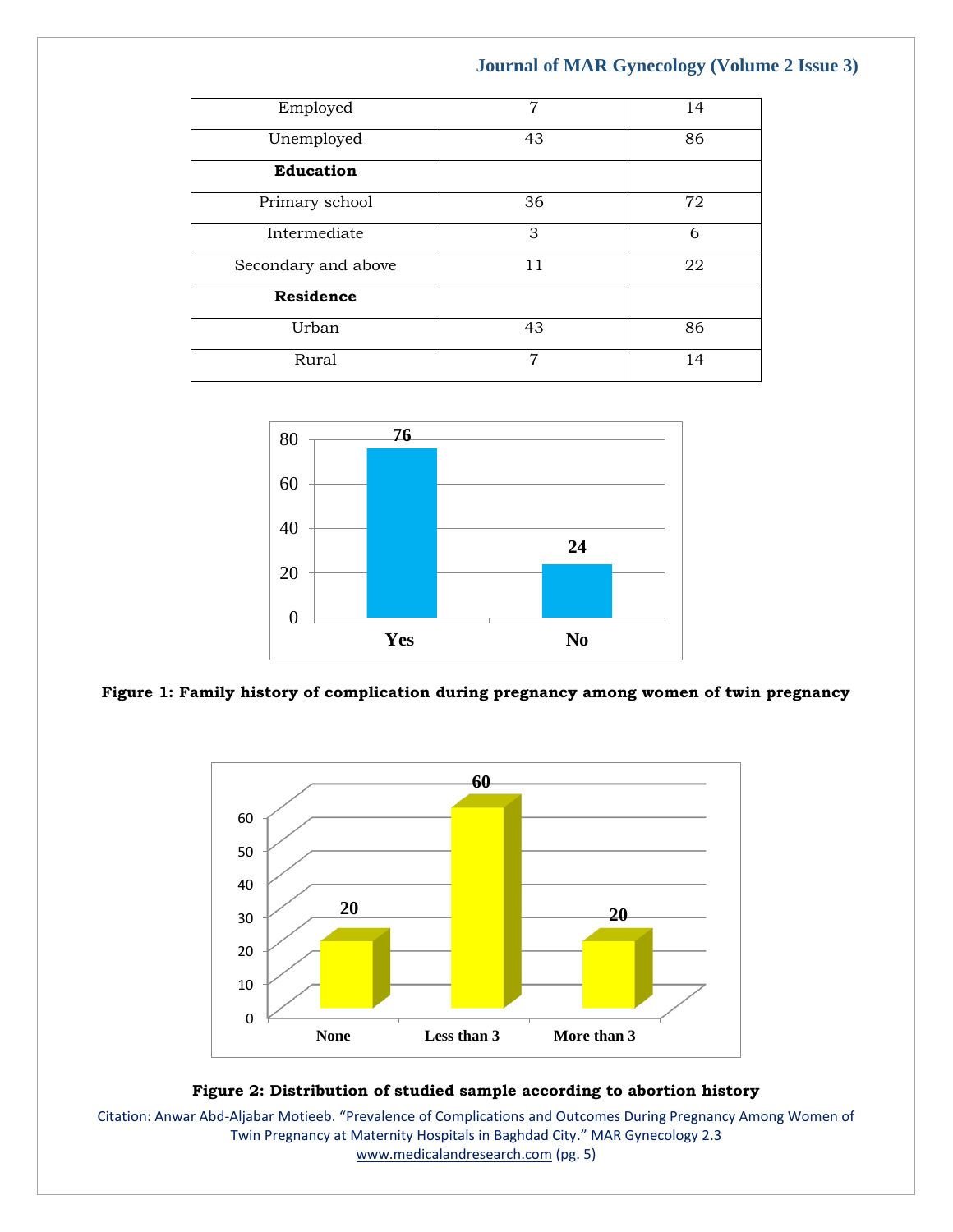| | | |
|---|---|---|
| Employed | 7 | 14 |
| Unemployed | 43 | 86 |
| **Education** | | |
| Primary school | 36 | 72 |
| Intermediate | 3 | 6 |
| Secondary and above | 11 | 22 |
| **Residence** | | |
| Urban | 43 | 86 |
| Rural | 7 | 14 |

**Figure 1: Family history of complication during pregnancy among women of twin pregnancy**

**Figure 2: Distribution of studied sample according to abortion history**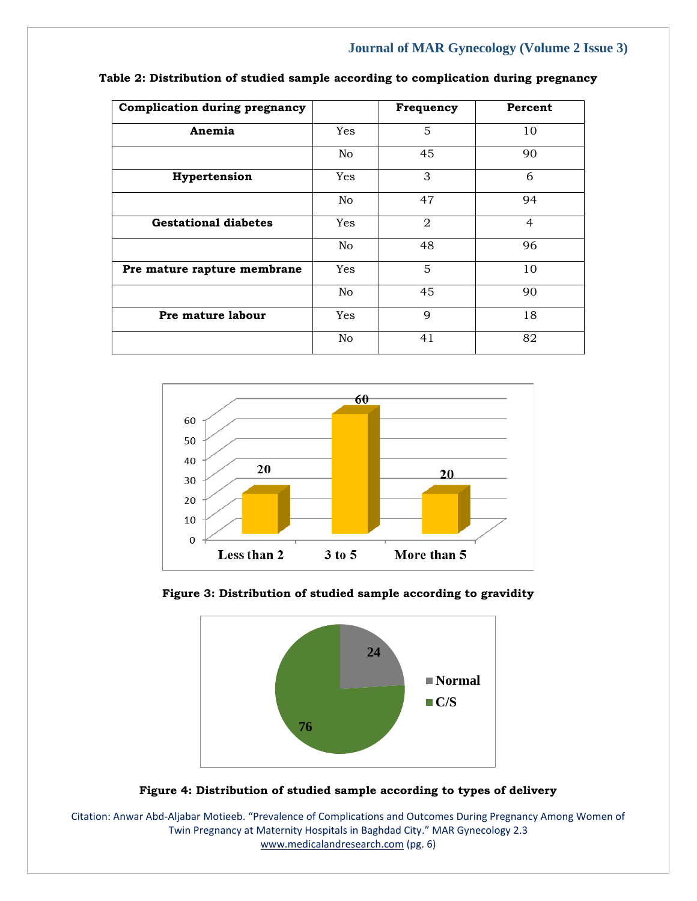**Table 2: Distribution of studied sample according to complication during pregnancy**

| Complication during pregnancy | | Frequency | Percent |
|---|---|---|---|
| **Anemia** | Yes | 5 | 10 |
| | No | 45 | 90 |
| **Hypertension** | Yes | 3 | 6 |
| | No | 47 | 94 |
| **Gestational diabetes** | Yes | 2 | 4 |
| | No | 48 | 96 |
| **Pre mature rapture membrane** | Yes | 5 | 10 |
| | No | 45 | 90 |
| **Pre mature labour** | Yes | 9 | 18 |
| | No | 41 | 82 |

**Figure 3: Distribution of studied sample according to gravidity**

**Figure 4: Distribution of studied sample according to types of delivery**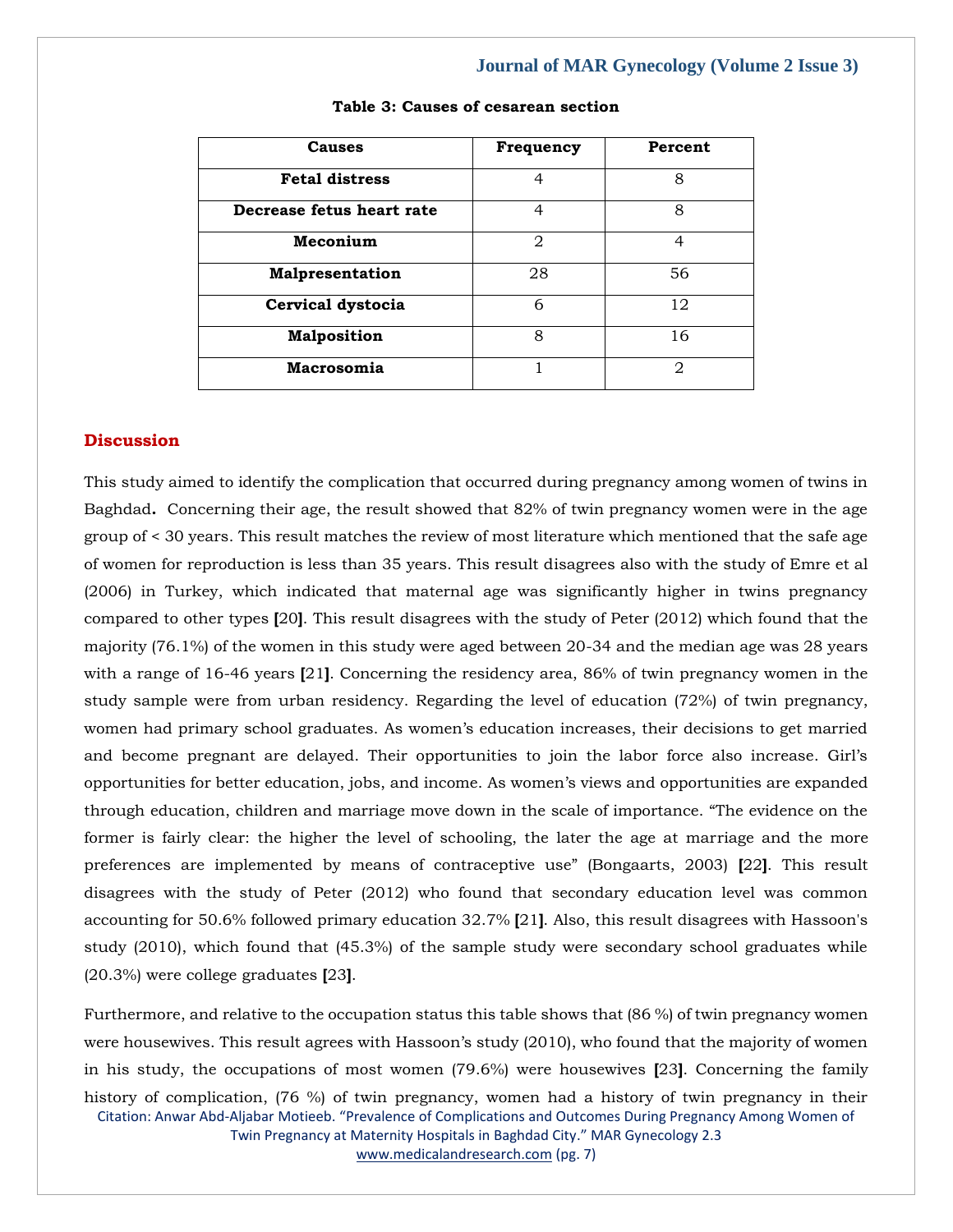**Table 3: Causes of cesarean section**

| Causes | Frequency | Percent |
|---|---|---|
| **Fetal distress** | 4 | 8 |
| **Decrease fetus heart rate** | 4 | 8 |
| **Meconium** | 2 | 4 |
| **Malpresentation** | 28 | 56 |
| **Cervical dystocia** | 6 | 12 |
| **Malposition** | 8 | 16 |
| **Macrosomia** | 1 | 2 |

## Discussion

This study aimed to identify the complication that occurred during pregnancy among women of twins in Baghdad**.** Concerning their age, the result showed that 82% of twin pregnancy women were in the age group of < 30 years. This result matches the review of most literature which mentioned that the safe age of women for reproduction is less than 35 years. This result disagrees also with the study of Emre et al (2006) in Turkey, which indicated that maternal age was significantly higher in twins pregnancy compared to other types **[**20**]**. This result disagrees with the study of Peter (2012) which found that the majority (76.1%) of the women in this study were aged between 20-34 and the median age was 28 years with a range of 16-46 years **[**21**]**. Concerning the residency area, 86% of twin pregnancy women in the study sample were from urban residency. Regarding the level of education (72%) of twin pregnancy, women had primary school graduates. As women's education increases, their decisions to get married and become pregnant are delayed. Their opportunities to join the labor force also increase. Girl's opportunities for better education, jobs, and income. As women's views and opportunities are expanded through education, children and marriage move down in the scale of importance. "The evidence on the former is fairly clear: the higher the level of schooling, the later the age at marriage and the more preferences are implemented by means of contraceptive use" (Bongaarts, 2003) **[**22**]**. This result disagrees with the study of Peter (2012) who found that secondary education level was common accounting for 50.6% followed primary education 32.7% **[**21**]**. Also, this result disagrees with Hassoon's study (2010), which found that (45.3%) of the sample study were secondary school graduates while (20.3%) were college graduates **[**23**]**.

Furthermore, and relative to the occupation status this table shows that (86 %) of twin pregnancy women were housewives. This result agrees with Hassoon's study (2010), who found that the majority of women in his study, the occupations of most women (79.6%) were housewives **[**23**]**. Concerning the family history of complication, (76 %) of twin pregnancy, women had a history of twin pregnancy in their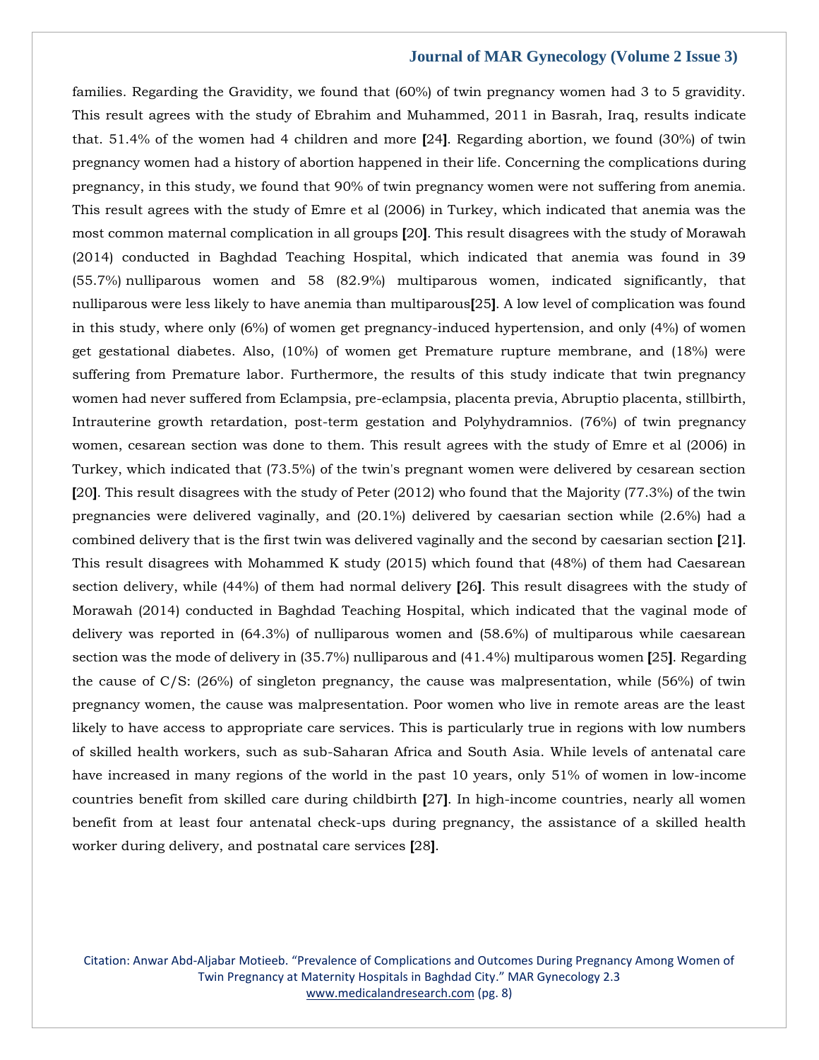families. Regarding the Gravidity, we found that (60%) of twin pregnancy women had 3 to 5 gravidity. This result agrees with the study of Ebrahim and Muhammed, 2011 in Basrah, Iraq, results indicate that. 51.4% of the women had 4 children and more [24]. Regarding abortion, we found (30%) of twin pregnancy women had a history of abortion happened in their life. Concerning the complications during pregnancy, in this study, we found that 90% of twin pregnancy women were not suffering from anemia. This result agrees with the study of Emre et al (2006) in Turkey, which indicated that anemia was the most common maternal complication in all groups [20]. This result disagrees with the study of Morawah (2014) conducted in Baghdad Teaching Hospital, which indicated that anemia was found in 39 (55.7%) nulliparous women and 58 (82.9%) multiparous women, indicated significantly, that nulliparous were less likely to have anemia than multiparous[25]. A low level of complication was found in this study, where only (6%) of women get pregnancy-induced hypertension, and only (4%) of women get gestational diabetes. Also, (10%) of women get Premature rupture membrane, and (18%) were suffering from Premature labor. Furthermore, the results of this study indicate that twin pregnancy women had never suffered from Eclampsia, pre-eclampsia, placenta previa, Abruptio placenta, stillbirth, Intrauterine growth retardation, post-term gestation and Polyhydramnios. (76%) of twin pregnancy women, cesarean section was done to them. This result agrees with the study of Emre et al (2006) in Turkey, which indicated that (73.5%) of the twin's pregnant women were delivered by cesarean section [20]. This result disagrees with the study of Peter (2012) who found that the Majority (77.3%) of the twin pregnancies were delivered vaginally, and (20.1%) delivered by caesarian section while (2.6%) had a combined delivery that is the first twin was delivered vaginally and the second by caesarian section [21]. This result disagrees with Mohammed K study (2015) which found that (48%) of them had Caesarean section delivery, while (44%) of them had normal delivery [26]. This result disagrees with the study of Morawah (2014) conducted in Baghdad Teaching Hospital, which indicated that the vaginal mode of delivery was reported in (64.3%) of nulliparous women and (58.6%) of multiparous while caesarean section was the mode of delivery in (35.7%) nulliparous and (41.4%) multiparous women [25]. Regarding the cause of C/S: (26%) of singleton pregnancy, the cause was malpresentation, while (56%) of twin pregnancy women, the cause was malpresentation. Poor women who live in remote areas are the least likely to have access to appropriate care services. This is particularly true in regions with low numbers of skilled health workers, such as sub-Saharan Africa and South Asia. While levels of antenatal care have increased in many regions of the world in the past 10 years, only 51% of women in low-income countries benefit from skilled care during childbirth [27]. In high-income countries, nearly all women benefit from at least four antenatal check-ups during pregnancy, the assistance of a skilled health worker during delivery, and postnatal care services [28].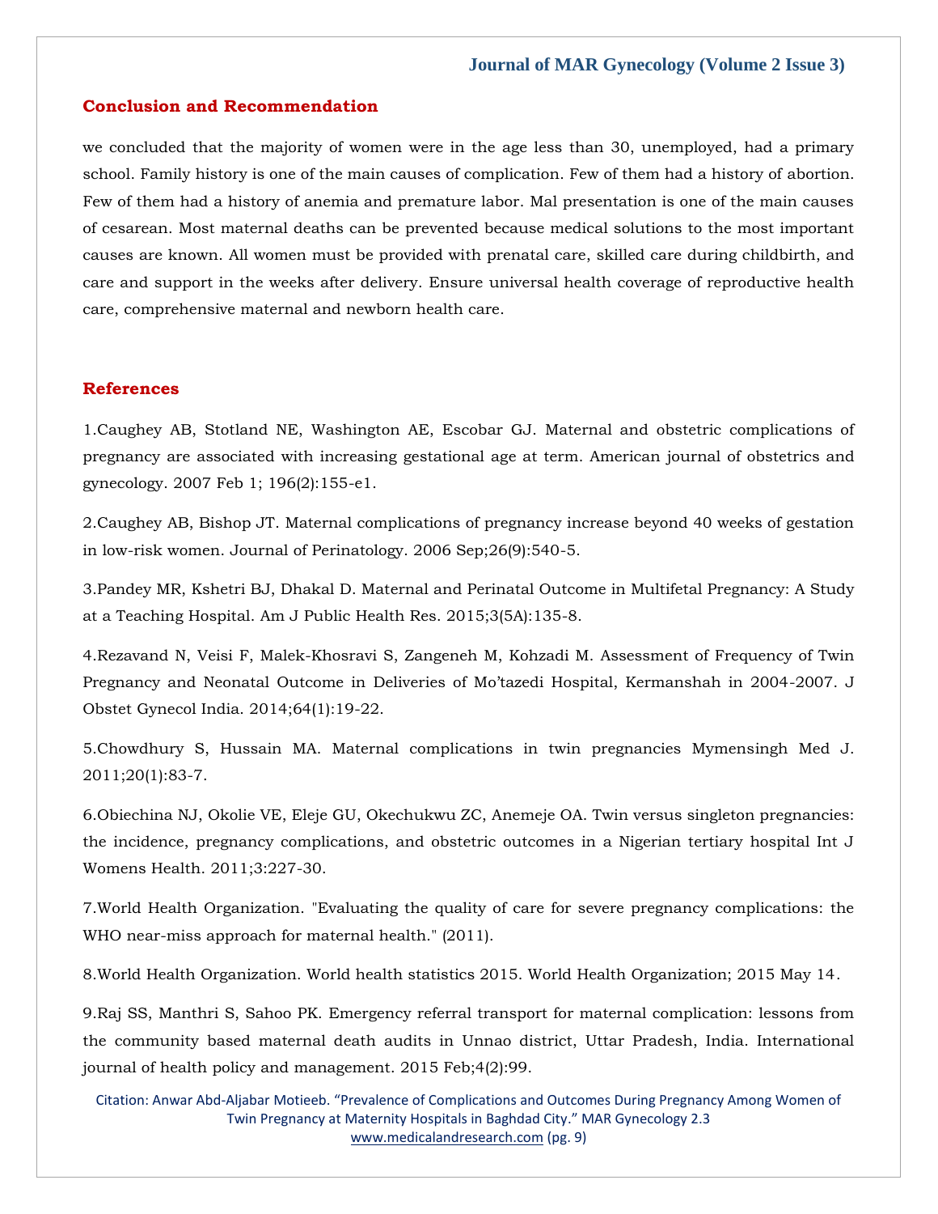## Conclusion and Recommendation

we concluded that the majority of women were in the age less than 30, unemployed, had a primary school. Family history is one of the main causes of complication. Few of them had a history of abortion. Few of them had a history of anemia and premature labor. Mal presentation is one of the main causes of cesarean. Most maternal deaths can be prevented because medical solutions to the most important causes are known. All women must be provided with prenatal care, skilled care during childbirth, and care and support in the weeks after delivery. Ensure universal health coverage of reproductive health care, comprehensive maternal and newborn health care.

## References

1.Caughey AB, Stotland NE, Washington AE, Escobar GJ. Maternal and obstetric complications of pregnancy are associated with increasing gestational age at term. American journal of obstetrics and gynecology. 2007 Feb 1; 196(2):155-e1.

2.Caughey AB, Bishop JT. Maternal complications of pregnancy increase beyond 40 weeks of gestation in low-risk women. Journal of Perinatology. 2006 Sep;26(9):540-5.

3.Pandey MR, Kshetri BJ, Dhakal D. Maternal and Perinatal Outcome in Multifetal Pregnancy: A Study at a Teaching Hospital. Am J Public Health Res. 2015;3(5A):135-8.

4.Rezavand N, Veisi F, Malek-Khosravi S, Zangeneh M, Kohzadi M. Assessment of Frequency of Twin Pregnancy and Neonatal Outcome in Deliveries of Mo'tazedi Hospital, Kermanshah in 2004-2007. J Obstet Gynecol India. 2014;64(1):19-22.

5.Chowdhury S, Hussain MA. Maternal complications in twin pregnancies Mymensingh Med J. 2011;20(1):83-7.

6.Obiechina NJ, Okolie VE, Eleje GU, Okechukwu ZC, Anemeje OA. Twin versus singleton pregnancies: the incidence, pregnancy complications, and obstetric outcomes in a Nigerian tertiary hospital Int J Womens Health. 2011;3:227-30.

7.World Health Organization. "Evaluating the quality of care for severe pregnancy complications: the WHO near-miss approach for maternal health." (2011).

8.World Health Organization. World health statistics 2015. World Health Organization; 2015 May 14.

9.Raj SS, Manthri S, Sahoo PK. Emergency referral transport for maternal complication: lessons from the community based maternal death audits in Unnao district, Uttar Pradesh, India. International journal of health policy and management. 2015 Feb;4(2):99.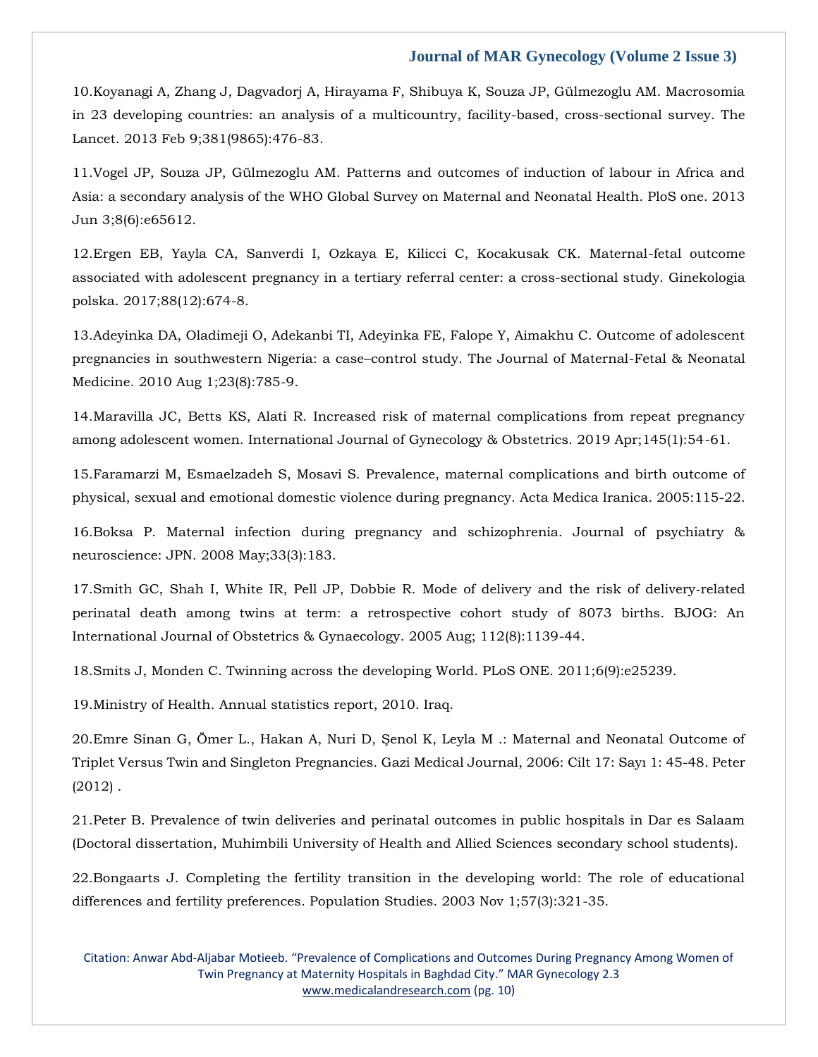10.Koyanagi A, Zhang J, Dagvadorj A, Hirayama F, Shibuya K, Souza JP, Gülmezoglu AM. Macrosomia in 23 developing countries: an analysis of a multicountry, facility-based, cross-sectional survey. The Lancet. 2013 Feb 9;381(9865):476-83.

11.Vogel JP, Souza JP, Gülmezoglu AM. Patterns and outcomes of induction of labour in Africa and Asia: a secondary analysis of the WHO Global Survey on Maternal and Neonatal Health. PloS one. 2013 Jun 3;8(6):e65612.

12.Ergen EB, Yayla CA, Sanverdi I, Ozkaya E, Kilicci C, Kocakusak CK. Maternal-fetal outcome associated with adolescent pregnancy in a tertiary referral center: a cross-sectional study. Ginekologia polska. 2017;88(12):674-8.

13.Adeyinka DA, Oladimeji O, Adekanbi TI, Adeyinka FE, Falope Y, Aimakhu C. Outcome of adolescent pregnancies in southwestern Nigeria: a case–control study. The Journal of Maternal-Fetal & Neonatal Medicine. 2010 Aug 1;23(8):785-9.

14.Maravilla JC, Betts KS, Alati R. Increased risk of maternal complications from repeat pregnancy among adolescent women. International Journal of Gynecology & Obstetrics. 2019 Apr;145(1):54-61.

15.Faramarzi M, Esmaelzadeh S, Mosavi S. Prevalence, maternal complications and birth outcome of physical, sexual and emotional domestic violence during pregnancy. Acta Medica Iranica. 2005:115-22.

16.Boksa P. Maternal infection during pregnancy and schizophrenia. Journal of psychiatry & neuroscience: JPN. 2008 May;33(3):183.

17.Smith GC, Shah I, White IR, Pell JP, Dobbie R. Mode of delivery and the risk of delivery-related perinatal death among twins at term: a retrospective cohort study of 8073 births. BJOG: An International Journal of Obstetrics & Gynaecology. 2005 Aug; 112(8):1139-44.

18.Smits J, Monden C. Twinning across the developing World. PLoS ONE. 2011;6(9):e25239.

19.Ministry of Health. Annual statistics report, 2010. Iraq.

20.Emre Sinan G, Ömer L., Hakan A, Nuri D, Şenol K, Leyla M .: Maternal and Neonatal Outcome of Triplet Versus Twin and Singleton Pregnancies. Gazi Medical Journal, 2006: Cilt 17: Sayı 1: 45-48. Peter (2012) .

21.Peter B. Prevalence of twin deliveries and perinatal outcomes in public hospitals in Dar es Salaam (Doctoral dissertation, Muhimbili University of Health and Allied Sciences secondary school students).

22.Bongaarts J. Completing the fertility transition in the developing world: The role of educational differences and fertility preferences. Population Studies. 2003 Nov 1;57(3):321-35.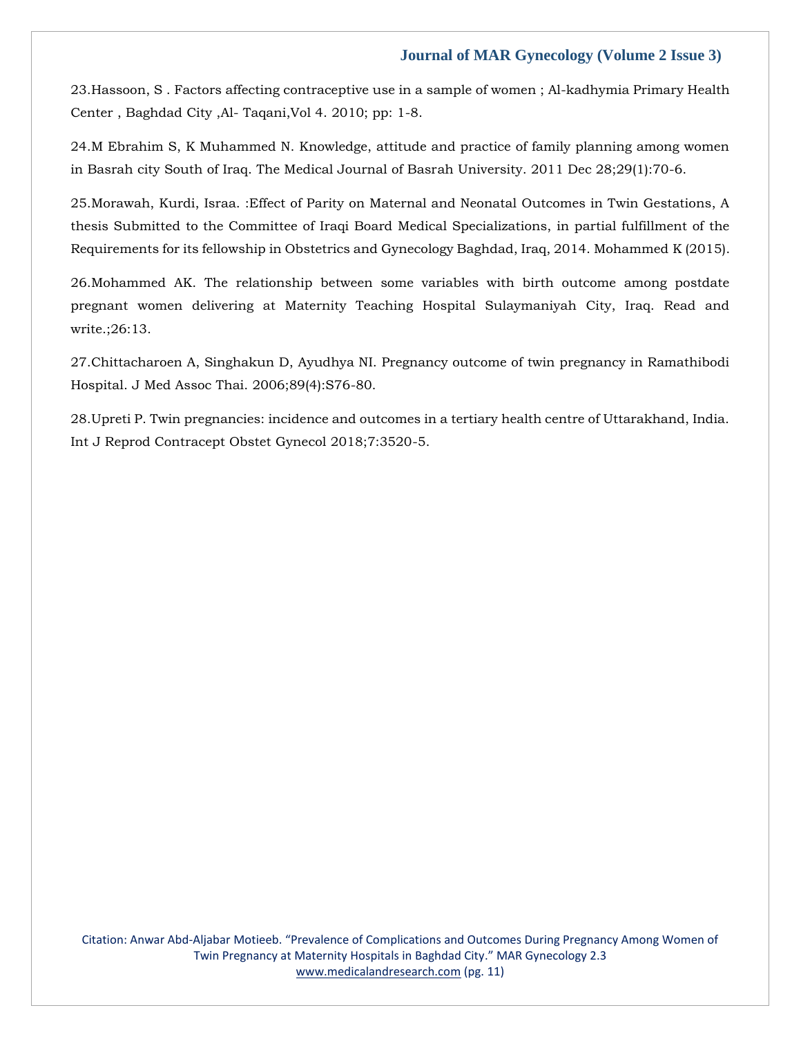23.Hassoon, S . Factors affecting contraceptive use in a sample of women ; Al-kadhymia Primary Health Center , Baghdad City ,Al- Taqani,Vol 4. 2010; pp: 1-8.

24.M Ebrahim S, K Muhammed N. Knowledge, attitude and practice of family planning among women in Basrah city South of Iraq. The Medical Journal of Basrah University. 2011 Dec 28;29(1):70-6.

25.Morawah, Kurdi, Israa. :Effect of Parity on Maternal and Neonatal Outcomes in Twin Gestations, A thesis Submitted to the Committee of Iraqi Board Medical Specializations, in partial fulfillment of the Requirements for its fellowship in Obstetrics and Gynecology Baghdad, Iraq, 2014. Mohammed K (2015).

26.Mohammed AK. The relationship between some variables with birth outcome among postdate pregnant women delivering at Maternity Teaching Hospital Sulaymaniyah City, Iraq. Read and write.;26:13.

27.Chittacharoen A, Singhakun D, Ayudhya NI. Pregnancy outcome of twin pregnancy in Ramathibodi Hospital. J Med Assoc Thai. 2006;89(4):S76-80.

28.Upreti P. Twin pregnancies: incidence and outcomes in a tertiary health centre of Uttarakhand, India. Int J Reprod Contracept Obstet Gynecol 2018;7:3520-5.